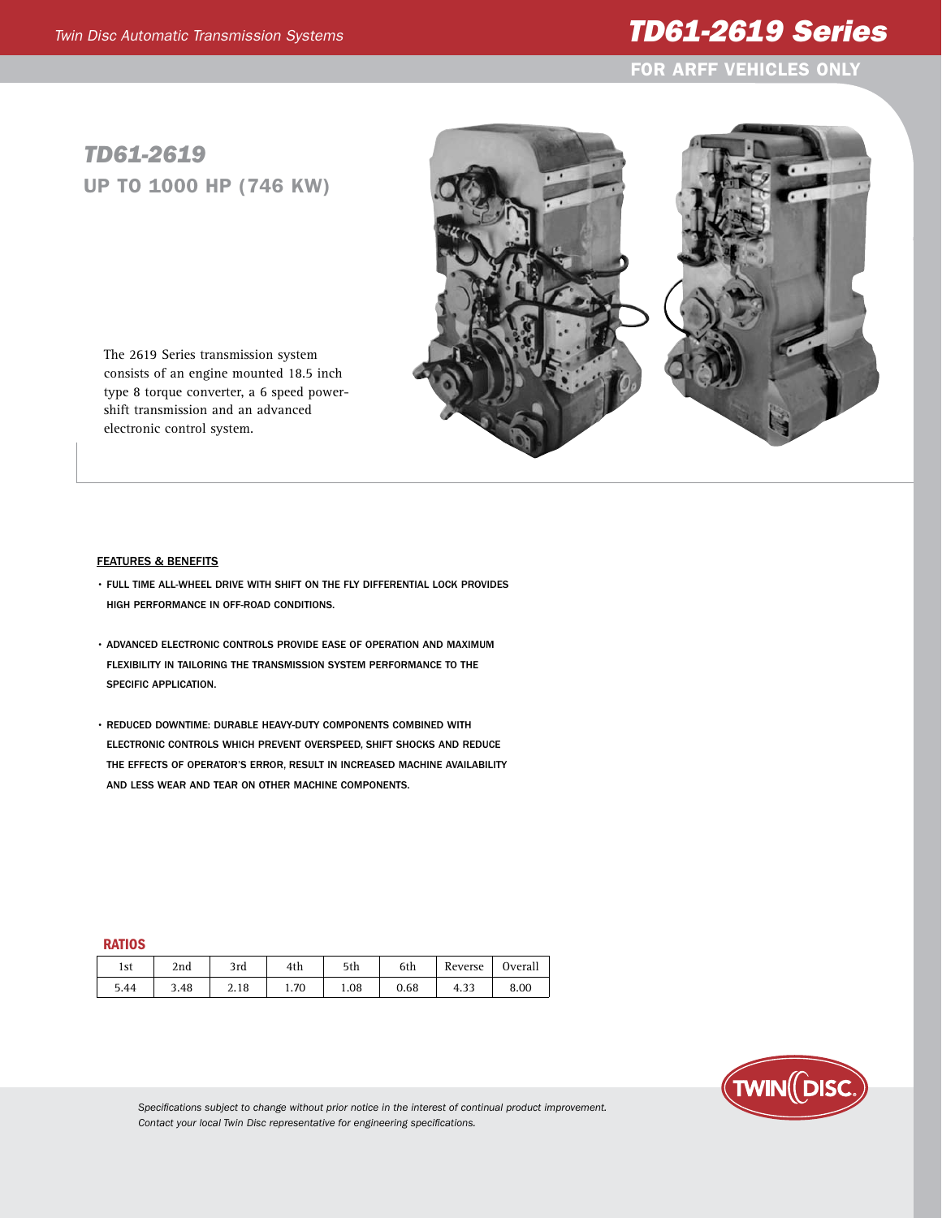# TD61-2619 Series

**FOR ARFF VEHICLES ONLY**

## TD61-2619

## UP TO 1000 HP (746 KW)

The 2619 Series transmission system consists of an engine mounted 18.5 inch type 8 torque converter, a 6 speed power-shift transmission and an advanced electronic control system.

### FEATURES & BENEFITS

- FULL TIME ALL-WHEEL DRIVE WITH SHIFT ON THE FLY DIFFERENTIAL LOCK PROVIDES HIGH PERFORMANCE IN OFF-ROAD CONDITIONS.
- ADVANCED ELECTRONIC CONTROLS PROVIDE EASE OF OPERATION AND MAXIMUM FLEXIBILITY IN TAILORING THE TRANSMISSION SYSTEM PERFORMANCE TO THE SPECIFIC APPLICATION.
- REDUCED DOWNTIME: DURABLE HEAVY-DUTY COMPONENTS COMBINED WITH ELECTRONIC CONTROLS WHICH PREVENT OVERSPEED, SHIFT SHOCKS AND REDUCE THE EFFECTS OF OPERATOR'S ERROR, RESULT IN INCREASED MACHINE AVAILABILITY AND LESS WEAR AND TEAR ON OTHER MACHINE COMPONENTS.

### RATIOS

| 1st | 2nd | 3rd | 4th | 5th | 6th | Reverse | Overall |
|---|---|---|---|---|---|---|---|
| 5.44 | 3.48 | 2.18 | 1.70 | 1.08 | 0.68 | 4.33 | 8.00 |

*Specifications subject to change without prior notice in the interest of continual product improvement.*
*Contact your local Twin Disc representative for engineering specifications.*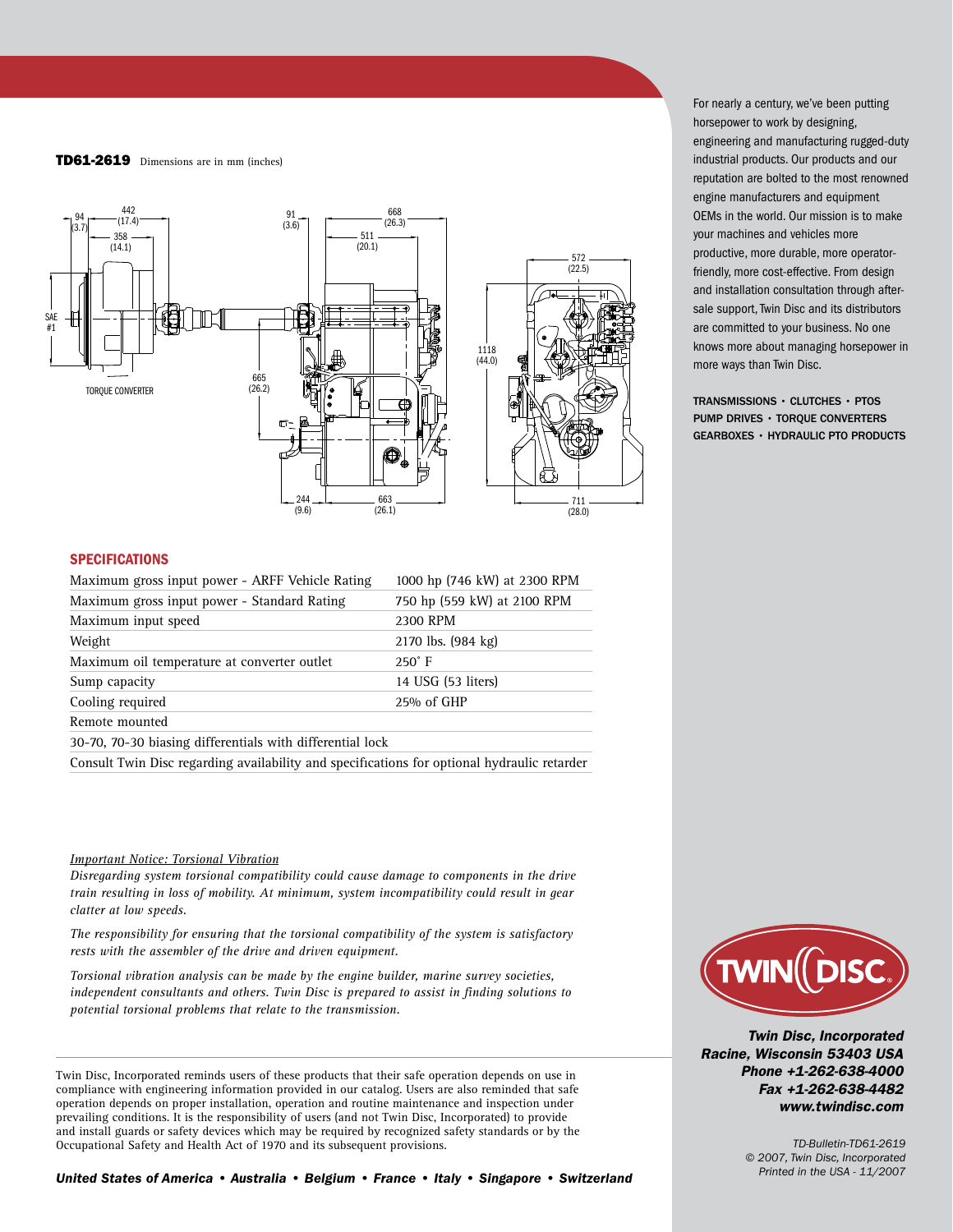**TD61-2619** Dimensions are in mm (inches)

94
(3.7)
442
(17.4)
358
(14.1)
SAE
#1
TORQUE CONVERTER
91
(3.6)
668
(26.3)
511
(20.1)
665
(26.2)
244
(9.6)
663
(26.1)
572
(22.5)
1118
(44.0)
711
(28.0)

## SPECIFICATIONS

| | |
|---|---|
| Maximum gross input power - ARFF Vehicle Rating | 1000 hp (746 kW) at 2300 RPM |
| Maximum gross input power - Standard Rating | 750 hp (559 kW) at 2100 RPM |
| Maximum input speed | 2300 RPM |
| Weight | 2170 lbs. (984 kg) |
| Maximum oil temperature at converter outlet | 250˚ F |
| Sump capacity | 14 USG (53 liters) |
| Cooling required | 25% of GHP |
| Remote mounted | |
| 30-70, 70-30 biasing differentials with differential lock | |
| Consult Twin Disc regarding availability and specifications for optional hydraulic retarder | |

*Important Notice: Torsional Vibration*

*Disregarding system torsional compatibility could cause damage to components in the drive train resulting in loss of mobility. At minimum, system incompatibility could result in gear clatter at low speeds.*

*The responsibility for ensuring that the torsional compatibility of the system is satisfactory rests with the assembler of the drive and driven equipment.*

*Torsional vibration analysis can be made by the engine builder, marine survey societies, independent consultants and others. Twin Disc is prepared to assist in finding solutions to potential torsional problems that relate to the transmission.*

Twin Disc, Incorporated reminds users of these products that their safe operation depends on use in compliance with engineering information provided in our catalog. Users are also reminded that safe operation depends on proper installation, operation and routine maintenance and inspection under prevailing conditions. It is the responsibility of users (and not Twin Disc, Incorporated) to provide and install guards or safety devices which may be required by recognized safety standards or by the Occupational Safety and Health Act of 1970 and its subsequent provisions.

***United States of America • Australia • Belgium • France • Italy • Singapore • Switzerland***

For nearly a century, we've been putting horsepower to work by designing, engineering and manufacturing rugged-duty industrial products. Our products and our reputation are bolted to the most renowned engine manufacturers and equipment OEMs in the world. Our mission is to make your machines and vehicles more productive, more durable, more operator-friendly, more cost-effective. From design and installation consultation through after-sale support, Twin Disc and its distributors are committed to your business. No one knows more about managing horsepower in more ways than Twin Disc.

**TRANSMISSIONS • CLUTCHES • PTOS**
**PUMP DRIVES • TORQUE CONVERTERS**
**GEARBOXES • HYDRAULIC PTO PRODUCTS**

TWIN DISC

***Twin Disc, Incorporated***
***Racine, Wisconsin 53403 USA***
***Phone +1-262-638-4000***
***Fax +1-262-638-4482***
***www.twindisc.com***

*TD-Bulletin-TD61-2619*
*© 2007, Twin Disc, Incorporated*
*Printed in the USA - 11/2007*